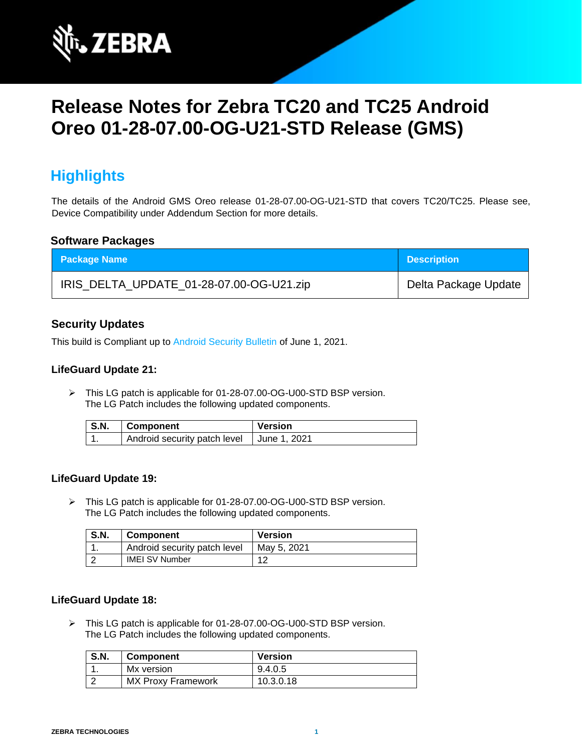# Release Notes for Zebra TC20 and TC25 Android Oreo 01-28-07.00-OG-U21-STD Release (GMS)

## Highlights

The details of the Android GMS Oreo release 01-28-07.00-OG-U21-STD that covers TC20/TC25. Please see, Device Compatibility under Addendum Section for more details.

### Software Packages

| Package Name | Description |
|---|---|
| IRIS_DELTA_UPDATE_01-28-07.00-OG-U21.zip | Delta Package Update |

### Security Updates

This build is Compliant up to Android Security Bulletin of June 1, 2021.

#### LifeGuard Update 21:

- This LG patch is applicable for 01-28-07.00-OG-U00-STD BSP version.
  The LG Patch includes the following updated components.

| S.N. | Component | Version |
|---|---|---|
| 1. | Android security patch level | June 1, 2021 |

#### LifeGuard Update 19:

- This LG patch is applicable for 01-28-07.00-OG-U00-STD BSP version.
  The LG Patch includes the following updated components.

| S.N. | Component | Version |
|---|---|---|
| 1. | Android security patch level | May 5, 2021 |
| 2 | IMEI SV Number | 12 |

#### LifeGuard Update 18:

- This LG patch is applicable for 01-28-07.00-OG-U00-STD BSP version.
  The LG Patch includes the following updated components.

| S.N. | Component | Version |
|---|---|---|
| 1. | Mx version | 9.4.0.5 |
| 2 | MX Proxy Framework | 10.3.0.18 |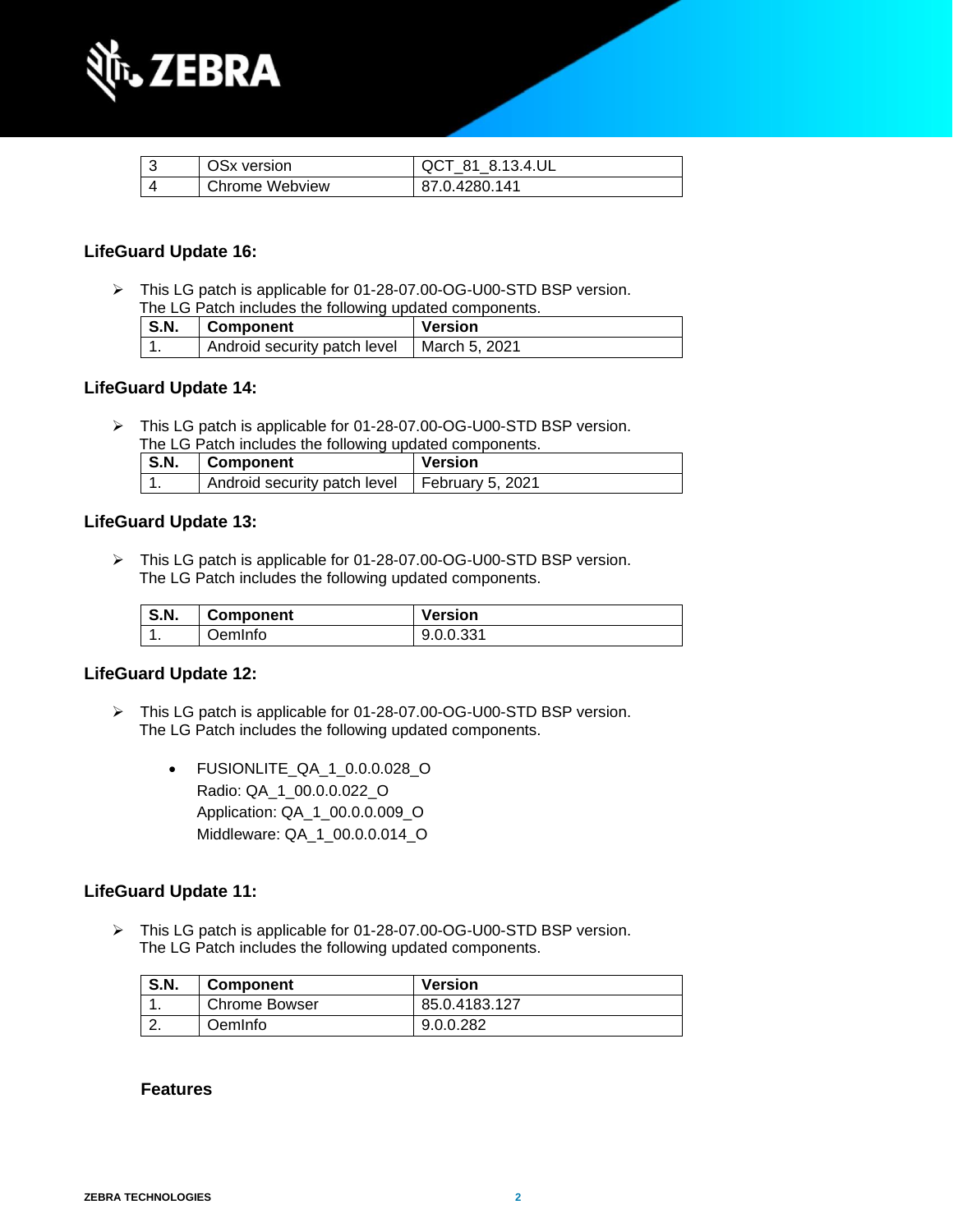| 3 | OSx version | QCT_81_8.13.4.UL |
|---|---|---|
| 4 | Chrome Webview | 87.0.4280.141 |

**LifeGuard Update 16:**

- This LG patch is applicable for 01-28-07.00-OG-U00-STD BSP version.
  The LG Patch includes the following updated components.

| S.N. | Component | Version |
|---|---|---|
| 1. | Android security patch level | March 5, 2021 |

**LifeGuard Update 14:**

- This LG patch is applicable for 01-28-07.00-OG-U00-STD BSP version.
  The LG Patch includes the following updated components.

| S.N. | Component | Version |
|---|---|---|
| 1. | Android security patch level | February 5, 2021 |

**LifeGuard Update 13:**

- This LG patch is applicable for 01-28-07.00-OG-U00-STD BSP version.
  The LG Patch includes the following updated components.

| S.N. | Component | Version |
|---|---|---|
| 1. | OemInfo | 9.0.0.331 |

**LifeGuard Update 12:**

- This LG patch is applicable for 01-28-07.00-OG-U00-STD BSP version.
  The LG Patch includes the following updated components.

  - FUSIONLITE_QA_1_0.0.0.028_O
    Radio: QA_1_00.0.0.022_O
    Application: QA_1_00.0.0.009_O
    Middleware: QA_1_00.0.0.014_O

**LifeGuard Update 11:**

- This LG patch is applicable for 01-28-07.00-OG-U00-STD BSP version.
  The LG Patch includes the following updated components.

| S.N. | Component | Version |
|---|---|---|
| 1. | Chrome Bowser | 85.0.4183.127 |
| 2. | OemInfo | 9.0.0.282 |

**Features**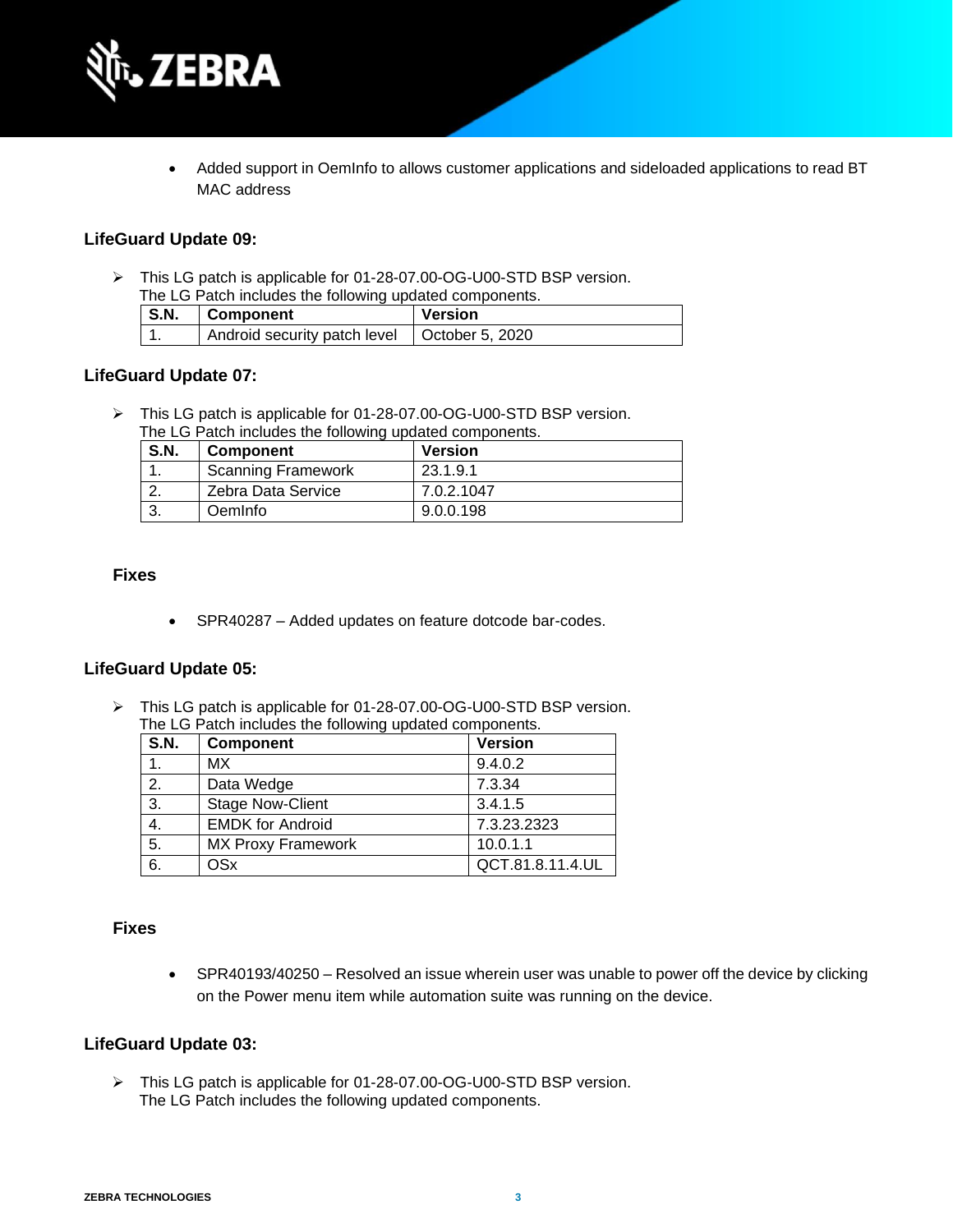- Added support in OemInfo to allows customer applications and sideloaded applications to read BT MAC address

### LifeGuard Update 09:

- This LG patch is applicable for 01-28-07.00-OG-U00-STD BSP version.
  The LG Patch includes the following updated components.

| S.N. | Component | Version |
|---|---|---|
| 1. | Android security patch level | October 5, 2020 |

### LifeGuard Update 07:

- This LG patch is applicable for 01-28-07.00-OG-U00-STD BSP version.
  The LG Patch includes the following updated components.

| S.N. | Component | Version |
|---|---|---|
| 1. | Scanning Framework | 23.1.9.1 |
| 2. | Zebra Data Service | 7.0.2.1047 |
| 3. | OemInfo | 9.0.0.198 |

#### Fixes

- SPR40287 – Added updates on feature dotcode bar-codes.

### LifeGuard Update 05:

- This LG patch is applicable for 01-28-07.00-OG-U00-STD BSP version.
  The LG Patch includes the following updated components.

| S.N. | Component | Version |
|---|---|---|
| 1. | MX | 9.4.0.2 |
| 2. | Data Wedge | 7.3.34 |
| 3. | Stage Now-Client | 3.4.1.5 |
| 4. | EMDK for Android | 7.3.23.2323 |
| 5. | MX Proxy Framework | 10.0.1.1 |
| 6. | OSx | QCT.81.8.11.4.UL |

#### Fixes

- SPR40193/40250 – Resolved an issue wherein user was unable to power off the device by clicking on the Power menu item while automation suite was running on the device.

### LifeGuard Update 03:

- This LG patch is applicable for 01-28-07.00-OG-U00-STD BSP version.
  The LG Patch includes the following updated components.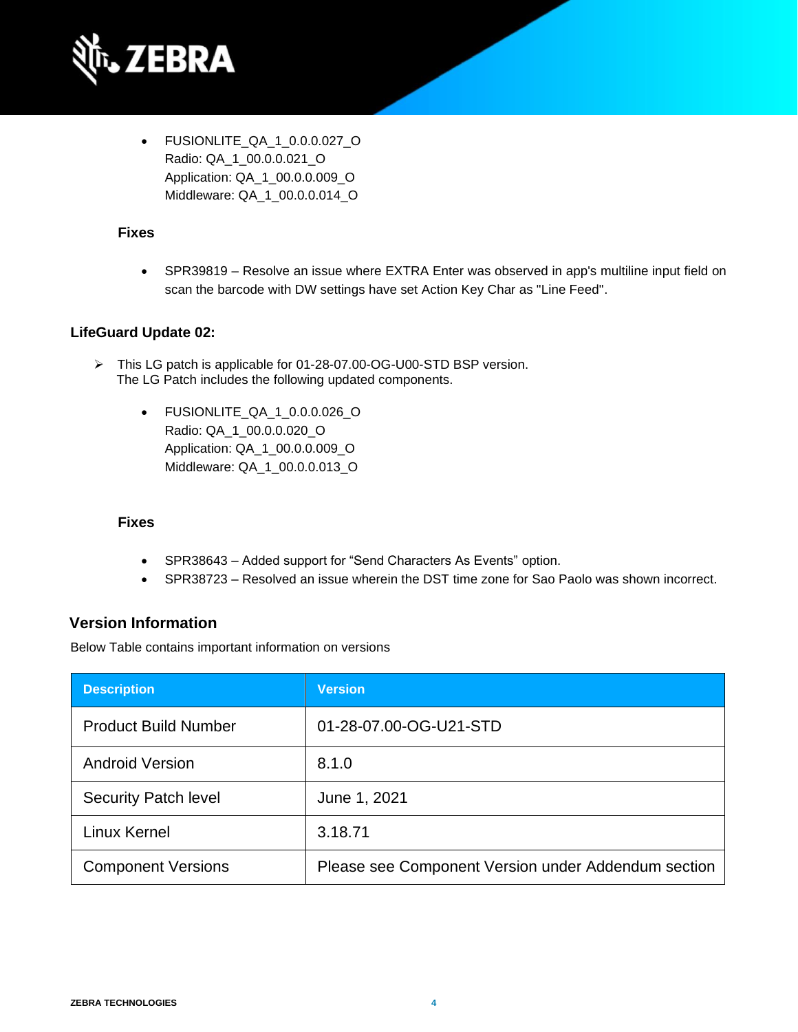- FUSIONLITE_QA_1_0.0.0.027_O
  Radio: QA_1_00.0.0.021_O
  Application: QA_1_00.0.0.009_O
  Middleware: QA_1_00.0.0.014_O

**Fixes**

- SPR39819 – Resolve an issue where EXTRA Enter was observed in app's multiline input field on scan the barcode with DW settings have set Action Key Char as "Line Feed".

**LifeGuard Update 02:**

➢ This LG patch is applicable for 01-28-07.00-OG-U00-STD BSP version.
The LG Patch includes the following updated components.

- FUSIONLITE_QA_1_0.0.0.026_O
  Radio: QA_1_00.0.0.020_O
  Application: QA_1_00.0.0.009_O
  Middleware: QA_1_00.0.0.013_O

**Fixes**

- SPR38643 – Added support for “Send Characters As Events” option.
- SPR38723 – Resolved an issue wherein the DST time zone for Sao Paolo was shown incorrect.

## Version Information

Below Table contains important information on versions

| Description | Version |
|---|---|
| Product Build Number | 01-28-07.00-OG-U21-STD |
| Android Version | 8.1.0 |
| Security Patch level | June 1, 2021 |
| Linux Kernel | 3.18.71 |
| Component Versions | Please see Component Version under Addendum section |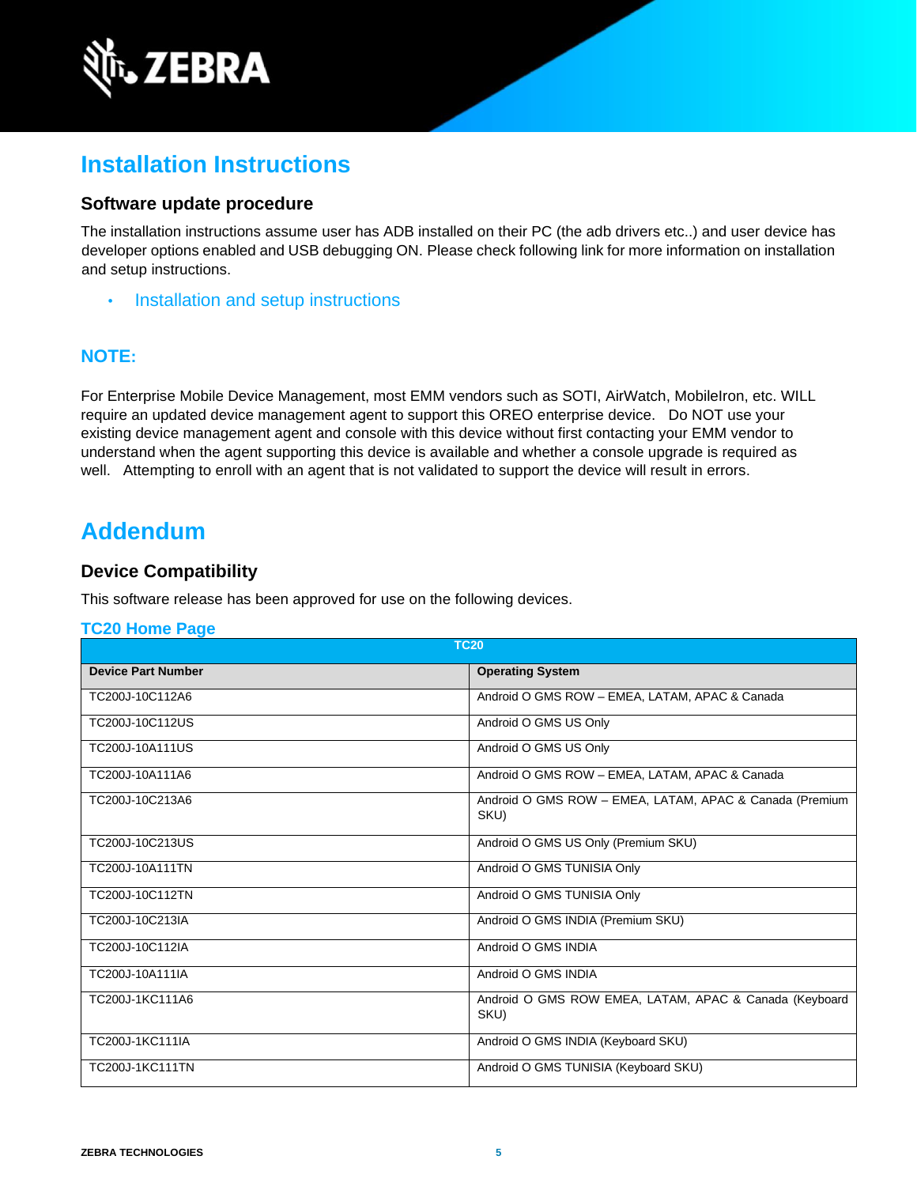# Installation Instructions

### Software update procedure

The installation instructions assume user has ADB installed on their PC (the adb drivers etc..) and user device has developer options enabled and USB debugging ON. Please check following link for more information on installation and setup instructions.

- Installation and setup instructions

### NOTE:

For Enterprise Mobile Device Management, most EMM vendors such as SOTI, AirWatch, MobileIron, etc. WILL require an updated device management agent to support this OREO enterprise device.   Do NOT use your existing device management agent and console with this device without first contacting your EMM vendor to understand when the agent supporting this device is available and whether a console upgrade is required as well.   Attempting to enroll with an agent that is not validated to support the device will result in errors.

# Addendum

### Device Compatibility

This software release has been approved for use on the following devices.

**TC20 Home Page**

| TC20 | |
|---|---|
| **Device Part Number** | **Operating System** |
| TC200J-10C112A6 | Android O GMS ROW – EMEA, LATAM, APAC & Canada |
| TC200J-10C112US | Android O GMS US Only |
| TC200J-10A111US | Android O GMS US Only |
| TC200J-10A111A6 | Android O GMS ROW – EMEA, LATAM, APAC & Canada |
| TC200J-10C213A6 | Android O GMS ROW – EMEA, LATAM, APAC & Canada (Premium SKU) |
| TC200J-10C213US | Android O GMS US Only (Premium SKU) |
| TC200J-10A111TN | Android O GMS TUNISIA Only |
| TC200J-10C112TN | Android O GMS TUNISIA Only |
| TC200J-10C213IA | Android O GMS INDIA (Premium SKU) |
| TC200J-10C112IA | Android O GMS INDIA |
| TC200J-10A111IA | Android O GMS INDIA |
| TC200J-1KC111A6 | Android O GMS ROW EMEA, LATAM, APAC & Canada (Keyboard SKU) |
| TC200J-1KC111IA | Android O GMS INDIA (Keyboard SKU) |
| TC200J-1KC111TN | Android O GMS TUNISIA (Keyboard SKU) |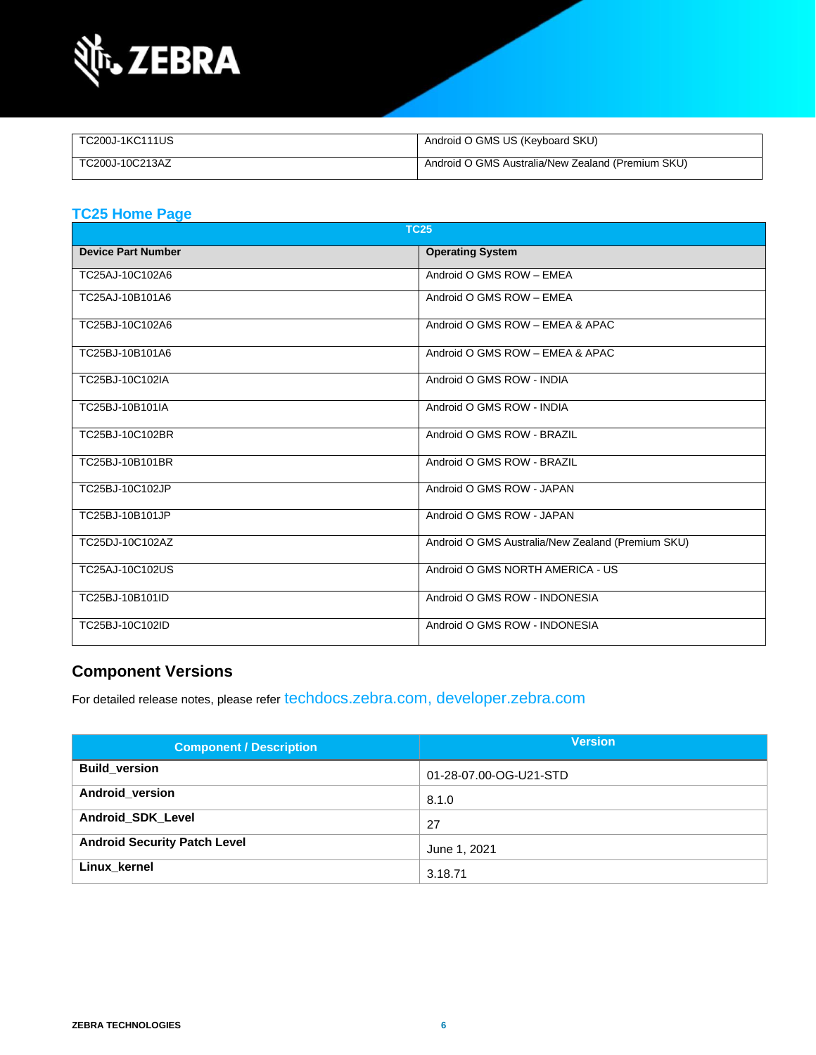| TC200J-1KC111US | Android O GMS US (Keyboard SKU) |
|---|---|
| TC200J-10C213AZ | Android O GMS Australia/New Zealand (Premium SKU) |

## TC25 Home Page

| TC25 | |
|---|---|
| **Device Part Number** | **Operating System** |
| TC25AJ-10C102A6 | Android O GMS ROW – EMEA |
| TC25AJ-10B101A6 | Android O GMS ROW – EMEA |
| TC25BJ-10C102A6 | Android O GMS ROW – EMEA & APAC |
| TC25BJ-10B101A6 | Android O GMS ROW – EMEA & APAC |
| TC25BJ-10C102IA | Android O GMS ROW - INDIA |
| TC25BJ-10B101IA | Android O GMS ROW - INDIA |
| TC25BJ-10C102BR | Android O GMS ROW - BRAZIL |
| TC25BJ-10B101BR | Android O GMS ROW - BRAZIL |
| TC25BJ-10C102JP | Android O GMS ROW - JAPAN |
| TC25BJ-10B101JP | Android O GMS ROW - JAPAN |
| TC25DJ-10C102AZ | Android O GMS Australia/New Zealand (Premium SKU) |
| TC25AJ-10C102US | Android O GMS NORTH AMERICA - US |
| TC25BJ-10B101ID | Android O GMS ROW - INDONESIA |
| TC25BJ-10C102ID | Android O GMS ROW - INDONESIA |

## Component Versions

For detailed release notes, please refer techdocs.zebra.com, developer.zebra.com

| Component / Description | Version |
|---|---|
| **Build_version** | 01-28-07.00-OG-U21-STD |
| **Android_version** | 8.1.0 |
| **Android_SDK_Level** | 27 |
| **Android Security Patch Level** | June 1, 2021 |
| **Linux_kernel** | 3.18.71 |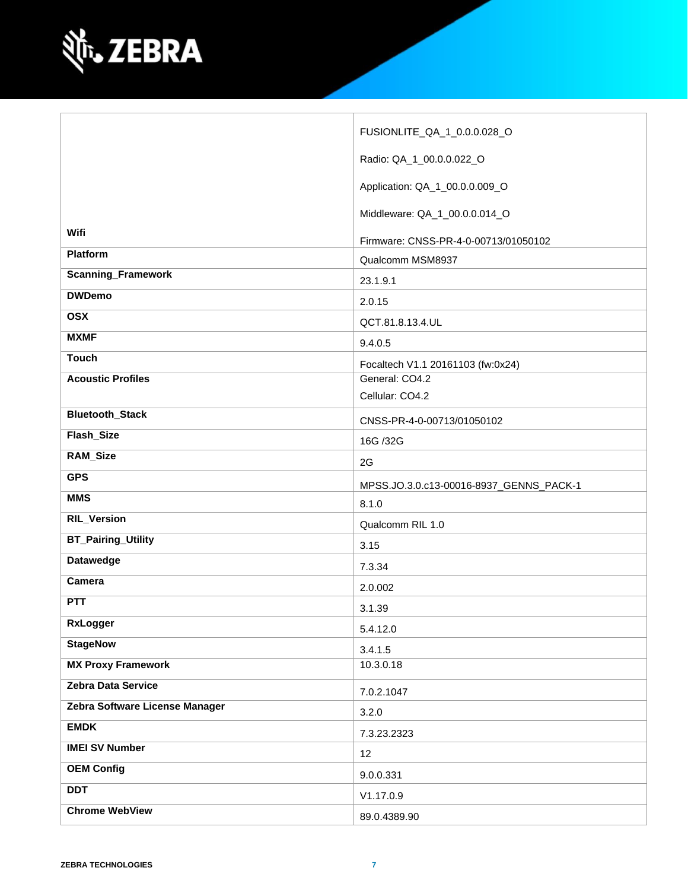| | |
|---|---|
| Wifi | FUSIONLITE_QA_1_0.0.0.028_O<br><br>Radio: QA_1_00.0.0.022_O<br><br>Application: QA_1_00.0.0.009_O<br><br>Middleware: QA_1_00.0.0.014_O<br><br>Firmware: CNSS-PR-4-0-00713/01050102 |
| **Platform** | Qualcomm MSM8937 |
| **Scanning_Framework** | 23.1.9.1 |
| **DWDemo** | 2.0.15 |
| **OSX** | QCT.81.8.13.4.UL |
| **MXMF** | 9.4.0.5 |
| **Touch** | Focaltech V1.1 20161103 (fw:0x24) |
| **Acoustic Profiles** | General: CO4.2<br>Cellular: CO4.2 |
| **Bluetooth_Stack** | CNSS-PR-4-0-00713/01050102 |
| **Flash_Size** | 16G /32G |
| **RAM_Size** | 2G |
| **GPS** | MPSS.JO.3.0.c13-00016-8937_GENNS_PACK-1 |
| **MMS** | 8.1.0 |
| **RIL_Version** | Qualcomm RIL 1.0 |
| **BT_Pairing_Utility** | 3.15 |
| **Datawedge** | 7.3.34 |
| **Camera** | 2.0.002 |
| **PTT** | 3.1.39 |
| **RxLogger** | 5.4.12.0 |
| **StageNow** | 3.4.1.5 |
| **MX Proxy Framework** | 10.3.0.18 |
| **Zebra Data Service** | 7.0.2.1047 |
| **Zebra Software License Manager** | 3.2.0 |
| **EMDK** | 7.3.23.2323 |
| **IMEI SV Number** | 12 |
| **OEM Config** | 9.0.0.331 |
| **DDT** | V1.17.0.9 |
| **Chrome WebView** | 89.0.4389.90 |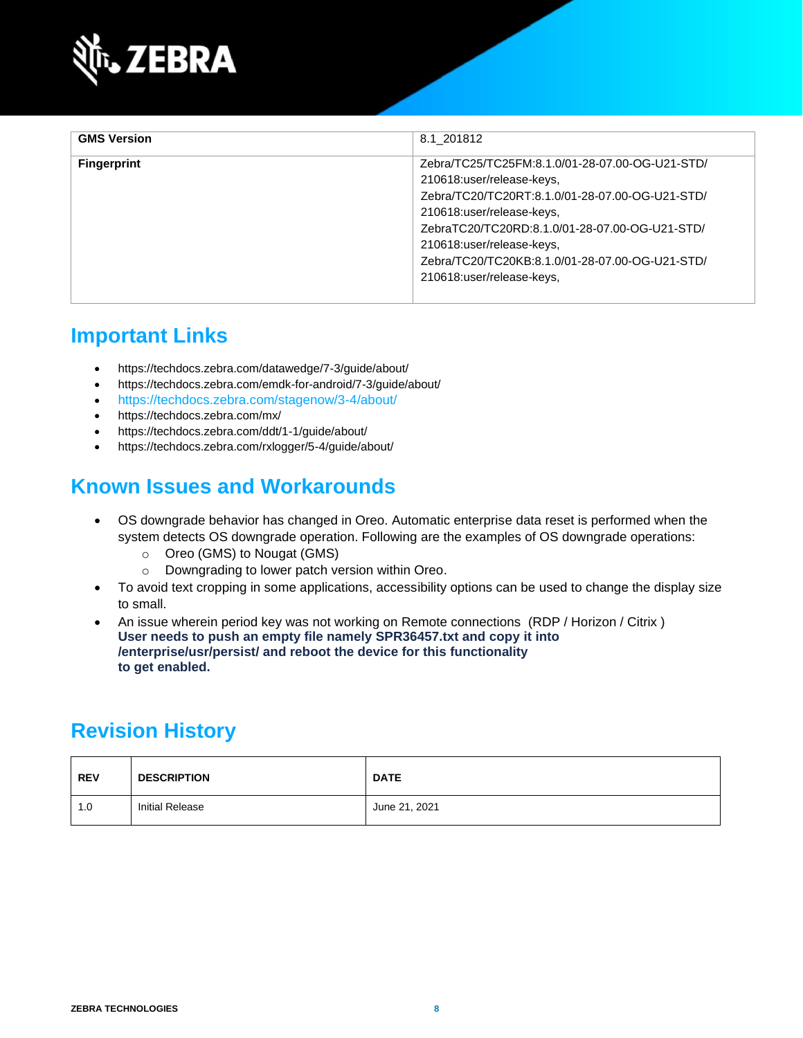| | |
|---|---|
| **GMS Version** | 8.1_201812 |
| **Fingerprint** | Zebra/TC25/TC25FM:8.1.0/01-28-07.00-OG-U21-STD/ 210618:user/release-keys, Zebra/TC20/TC20RT:8.1.0/01-28-07.00-OG-U21-STD/ 210618:user/release-keys, ZebraTC20/TC20RD:8.1.0/01-28-07.00-OG-U21-STD/ 210618:user/release-keys, Zebra/TC20/TC20KB:8.1.0/01-28-07.00-OG-U21-STD/ 210618:user/release-keys, |

## Important Links

- https://techdocs.zebra.com/datawedge/7-3/guide/about/
- https://techdocs.zebra.com/emdk-for-android/7-3/guide/about/
- https://techdocs.zebra.com/stagenow/3-4/about/
- https://techdocs.zebra.com/mx/
- https://techdocs.zebra.com/ddt/1-1/guide/about/
- https://techdocs.zebra.com/rxlogger/5-4/guide/about/

## Known Issues and Workarounds

- OS downgrade behavior has changed in Oreo. Automatic enterprise data reset is performed when the system detects OS downgrade operation. Following are the examples of OS downgrade operations:
  - Oreo (GMS) to Nougat (GMS)
  - Downgrading to lower patch version within Oreo.
- To avoid text cropping in some applications, accessibility options can be used to change the display size to small.
- An issue wherein period key was not working on Remote connections (RDP / Horizon / Citrix )
  **User needs to push an empty file namely SPR36457.txt and copy it into /enterprise/usr/persist/ and reboot the device for this functionality to get enabled.**

## Revision History

| REV | DESCRIPTION | DATE |
|---|---|---|
| 1.0 | Initial Release | June 21, 2021 |